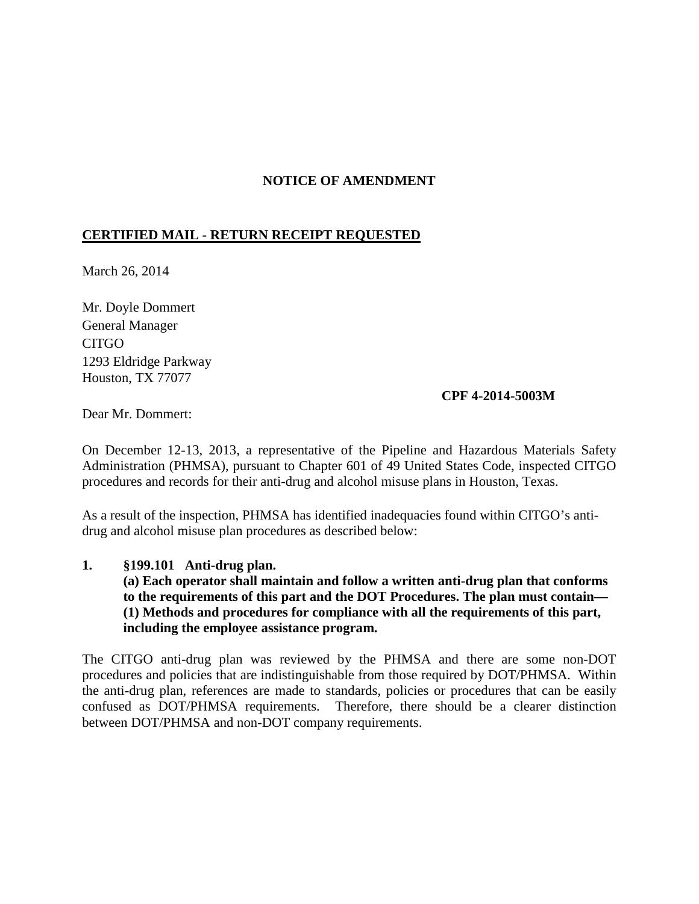**NOTICE OF AMENDMENT**

**CERTIFIED MAIL - RETURN RECEIPT REQUESTED**

March 26, 2014

Mr. Doyle Dommert
General Manager
CITGO
1293 Eldridge Parkway
Houston, TX 77077

**CPF 4-2014-5003M**

Dear Mr. Dommert:

On December 12-13, 2013, a representative of the Pipeline and Hazardous Materials Safety Administration (PHMSA), pursuant to Chapter 601 of 49 United States Code, inspected CITGO procedures and records for their anti-drug and alcohol misuse plans in Houston, Texas.

As a result of the inspection, PHMSA has identified inadequacies found within CITGO's anti-drug and alcohol misuse plan procedures as described below:

**1. §199.101 Anti-drug plan.**
**(a) Each operator shall maintain and follow a written anti-drug plan that conforms to the requirements of this part and the DOT Procedures. The plan must contain—**
**(1) Methods and procedures for compliance with all the requirements of this part, including the employee assistance program.**

The CITGO anti-drug plan was reviewed by the PHMSA and there are some non-DOT procedures and policies that are indistinguishable from those required by DOT/PHMSA. Within the anti-drug plan, references are made to standards, policies or procedures that can be easily confused as DOT/PHMSA requirements. Therefore, there should be a clearer distinction between DOT/PHMSA and non-DOT company requirements.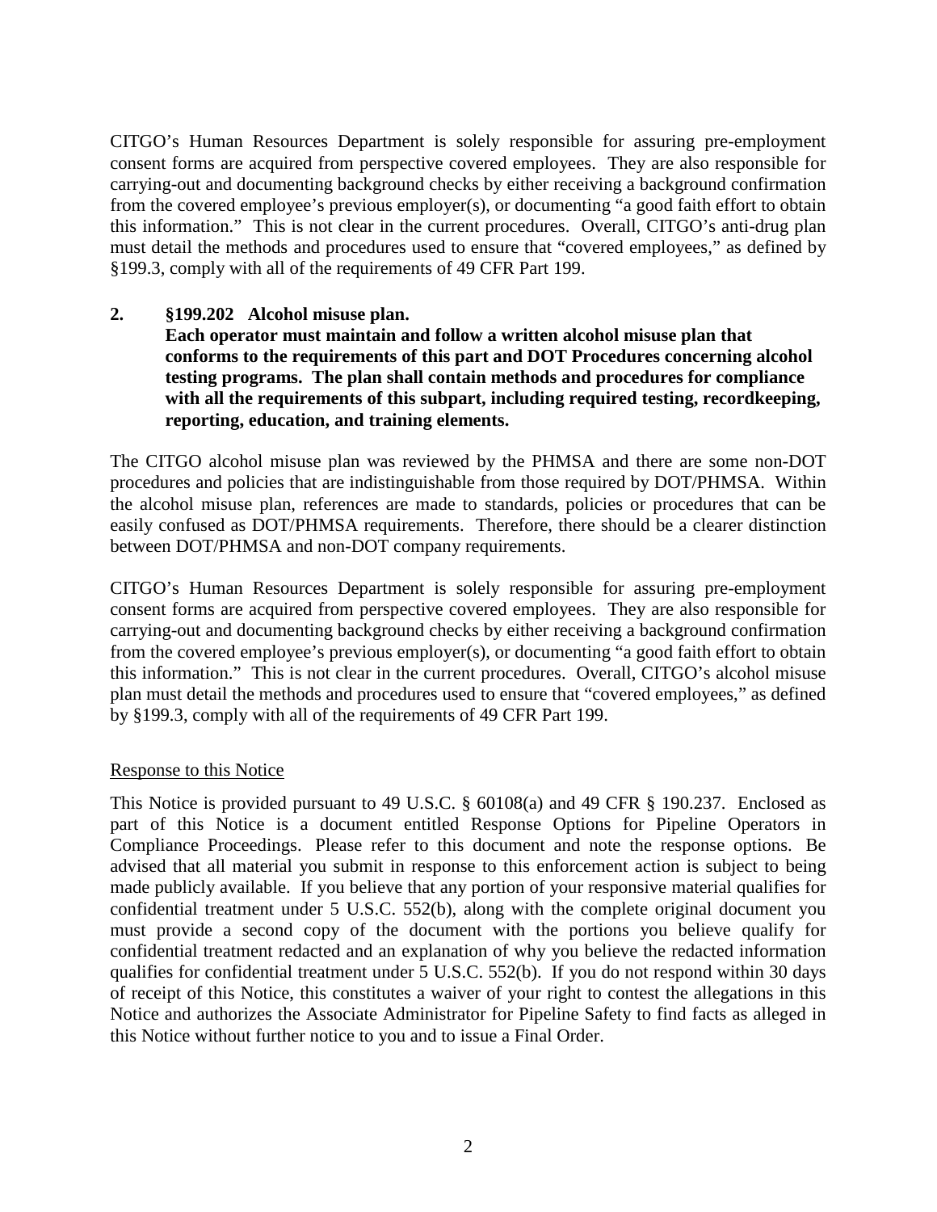CITGO's Human Resources Department is solely responsible for assuring pre-employment consent forms are acquired from perspective covered employees. They are also responsible for carrying-out and documenting background checks by either receiving a background confirmation from the covered employee's previous employer(s), or documenting "a good faith effort to obtain this information." This is not clear in the current procedures. Overall, CITGO's anti-drug plan must detail the methods and procedures used to ensure that "covered employees," as defined by §199.3, comply with all of the requirements of 49 CFR Part 199.

**2. §199.202 Alcohol misuse plan.**
**Each operator must maintain and follow a written alcohol misuse plan that conforms to the requirements of this part and DOT Procedures concerning alcohol testing programs. The plan shall contain methods and procedures for compliance with all the requirements of this subpart, including required testing, recordkeeping, reporting, education, and training elements.**

The CITGO alcohol misuse plan was reviewed by the PHMSA and there are some non-DOT procedures and policies that are indistinguishable from those required by DOT/PHMSA. Within the alcohol misuse plan, references are made to standards, policies or procedures that can be easily confused as DOT/PHMSA requirements. Therefore, there should be a clearer distinction between DOT/PHMSA and non-DOT company requirements.

CITGO's Human Resources Department is solely responsible for assuring pre-employment consent forms are acquired from perspective covered employees. They are also responsible for carrying-out and documenting background checks by either receiving a background confirmation from the covered employee's previous employer(s), or documenting "a good faith effort to obtain this information." This is not clear in the current procedures. Overall, CITGO's alcohol misuse plan must detail the methods and procedures used to ensure that "covered employees," as defined by §199.3, comply with all of the requirements of 49 CFR Part 199.

<u>Response to this Notice</u>

This Notice is provided pursuant to 49 U.S.C. § 60108(a) and 49 CFR § 190.237. Enclosed as part of this Notice is a document entitled Response Options for Pipeline Operators in Compliance Proceedings. Please refer to this document and note the response options. Be advised that all material you submit in response to this enforcement action is subject to being made publicly available. If you believe that any portion of your responsive material qualifies for confidential treatment under 5 U.S.C. 552(b), along with the complete original document you must provide a second copy of the document with the portions you believe qualify for confidential treatment redacted and an explanation of why you believe the redacted information qualifies for confidential treatment under 5 U.S.C. 552(b). If you do not respond within 30 days of receipt of this Notice, this constitutes a waiver of your right to contest the allegations in this Notice and authorizes the Associate Administrator for Pipeline Safety to find facts as alleged in this Notice without further notice to you and to issue a Final Order.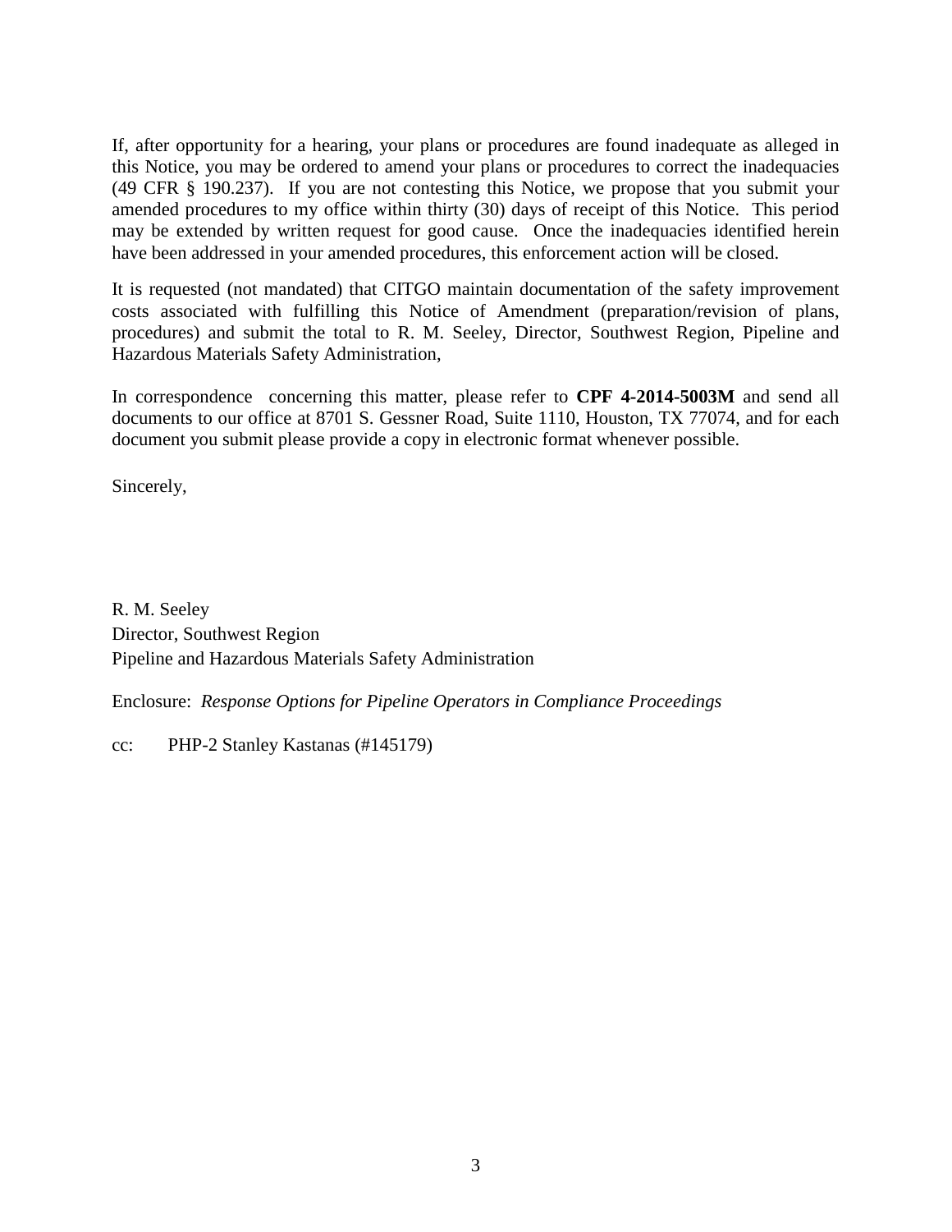If, after opportunity for a hearing, your plans or procedures are found inadequate as alleged in this Notice, you may be ordered to amend your plans or procedures to correct the inadequacies (49 CFR § 190.237). If you are not contesting this Notice, we propose that you submit your amended procedures to my office within thirty (30) days of receipt of this Notice. This period may be extended by written request for good cause. Once the inadequacies identified herein have been addressed in your amended procedures, this enforcement action will be closed.

It is requested (not mandated) that CITGO maintain documentation of the safety improvement costs associated with fulfilling this Notice of Amendment (preparation/revision of plans, procedures) and submit the total to R. M. Seeley, Director, Southwest Region, Pipeline and Hazardous Materials Safety Administration,

In correspondence concerning this matter, please refer to **CPF 4-2014-5003M** and send all documents to our office at 8701 S. Gessner Road, Suite 1110, Houston, TX 77074, and for each document you submit please provide a copy in electronic format whenever possible.

Sincerely,

R. M. Seeley
Director, Southwest Region
Pipeline and Hazardous Materials Safety Administration

Enclosure: *Response Options for Pipeline Operators in Compliance Proceedings*

cc: PHP-2 Stanley Kastanas (#145179)